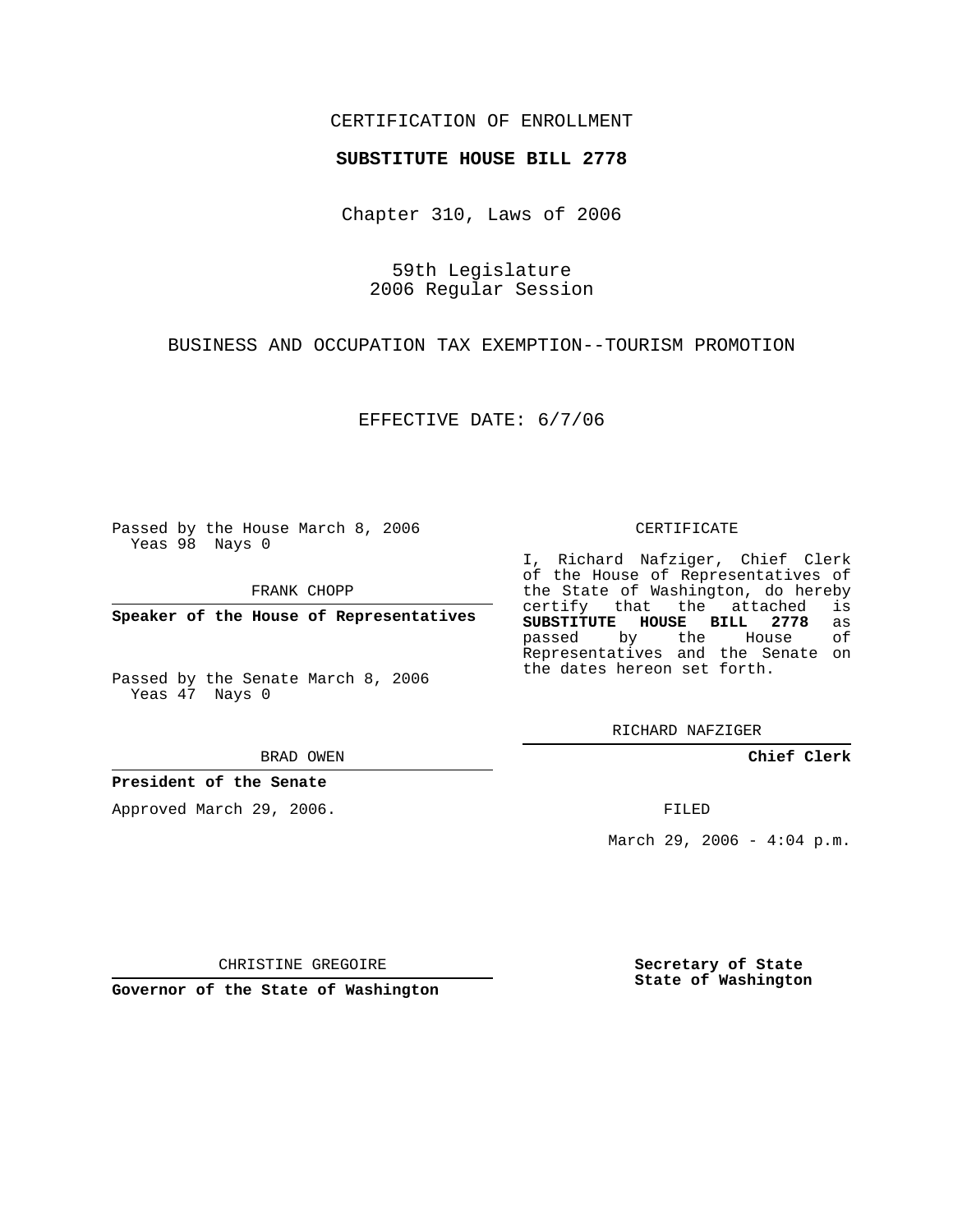CERTIFICATION OF ENROLLMENT

**SUBSTITUTE HOUSE BILL 2778**

Chapter 310, Laws of 2006

59th Legislature
2006 Regular Session

BUSINESS AND OCCUPATION TAX EXEMPTION--TOURISM PROMOTION

EFFECTIVE DATE: 6/7/06

Passed by the House March 8, 2006
Yeas 98 Nays 0

FRANK CHOPP

**Speaker of the House of Representatives**

Passed by the Senate March 8, 2006
Yeas 47 Nays 0

BRAD OWEN

**President of the Senate**

Approved March 29, 2006.

CHRISTINE GREGOIRE

**Governor of the State of Washington**

CERTIFICATE

I, Richard Nafziger, Chief Clerk of the House of Representatives of the State of Washington, do hereby certify that the attached is **SUBSTITUTE HOUSE BILL 2778** as passed by the House of Representatives and the Senate on the dates hereon set forth.

RICHARD NAFZIGER

**Chief Clerk**

FILED

March 29, 2006 - 4:04 p.m.

**Secretary of State**
**State of Washington**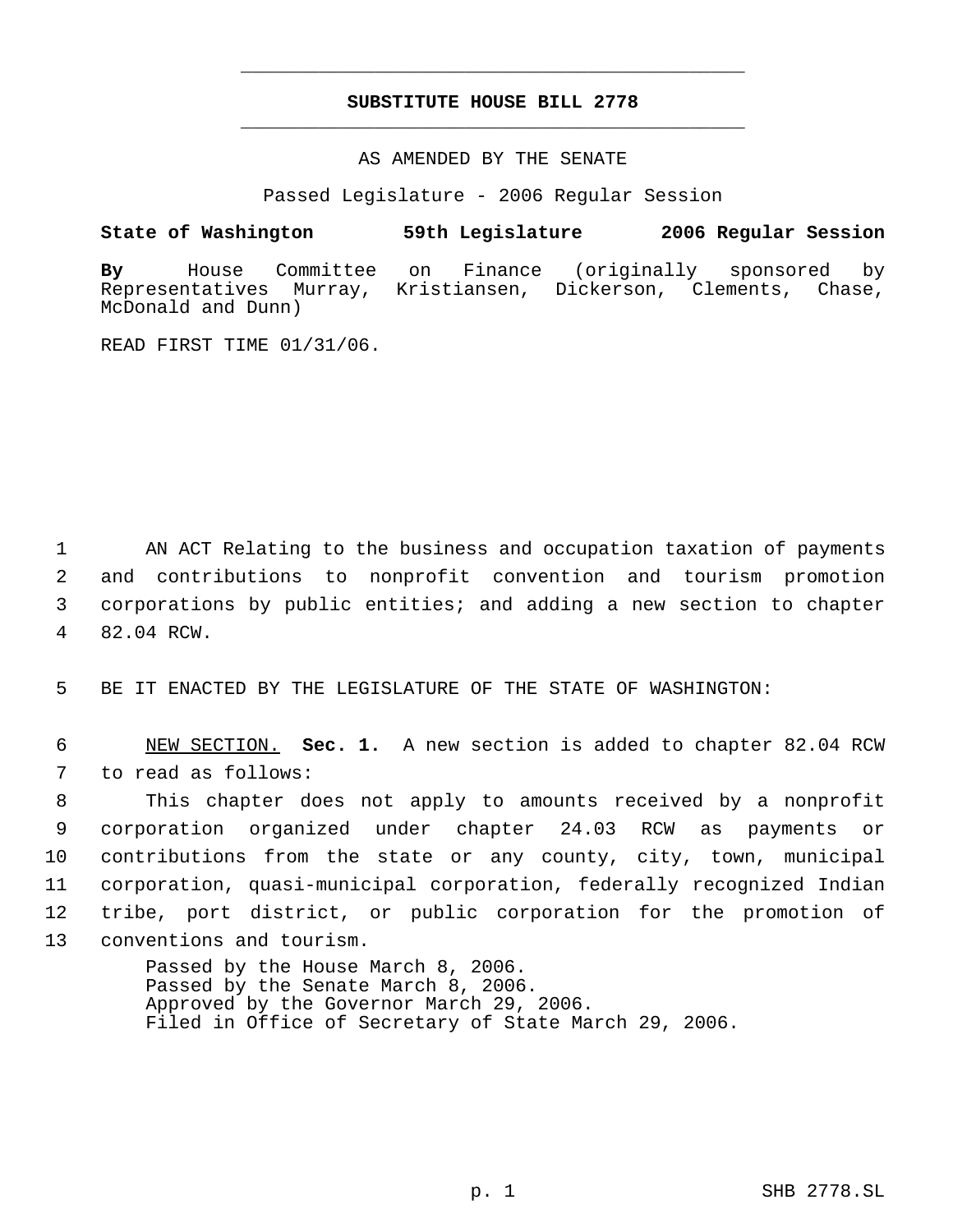# SUBSTITUTE HOUSE BILL 2778

AS AMENDED BY THE SENATE

Passed Legislature - 2006 Regular Session

**State of Washington 59th Legislature 2006 Regular Session**

**By** House Committee on Finance (originally sponsored by Representatives Murray, Kristiansen, Dickerson, Clements, Chase, McDonald and Dunn)

READ FIRST TIME 01/31/06.

AN ACT Relating to the business and occupation taxation of payments and contributions to nonprofit convention and tourism promotion corporations by public entities; and adding a new section to chapter 82.04 RCW.

BE IT ENACTED BY THE LEGISLATURE OF THE STATE OF WASHINGTON:

NEW SECTION. **Sec. 1.** A new section is added to chapter 82.04 RCW to read as follows:

This chapter does not apply to amounts received by a nonprofit corporation organized under chapter 24.03 RCW as payments or contributions from the state or any county, city, town, municipal corporation, quasi-municipal corporation, federally recognized Indian tribe, port district, or public corporation for the promotion of conventions and tourism.

Passed by the House March 8, 2006.
Passed by the Senate March 8, 2006.
Approved by the Governor March 29, 2006.
Filed in Office of Secretary of State March 29, 2006.